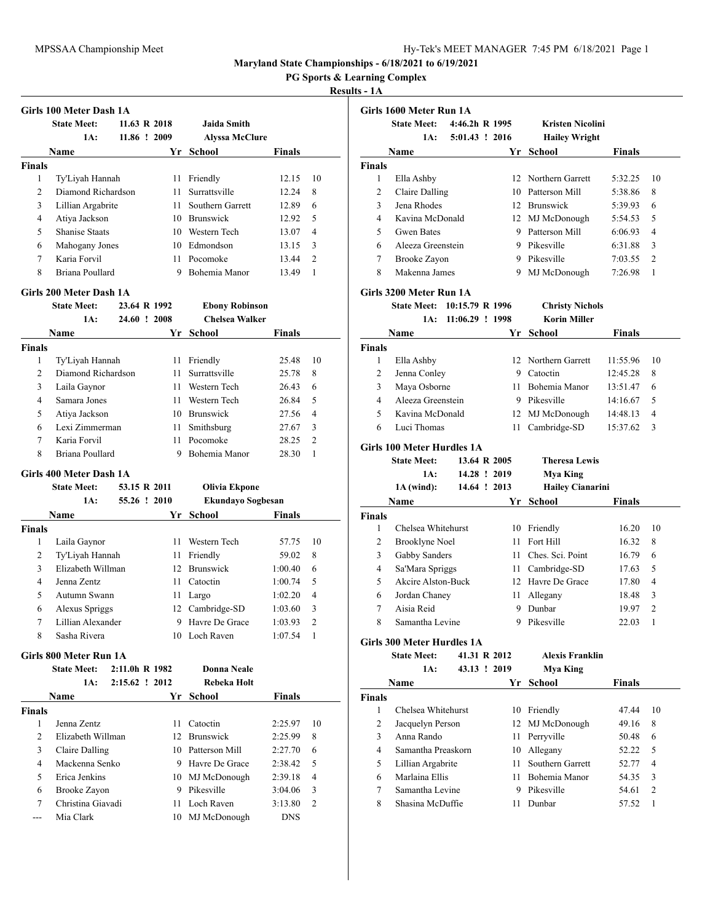**Maryland State Championships - 6/18/2021 to 6/19/2021**

**PG Sports & Learning Complex**

**Results - 1A**

### Girls 100 Meter Dash 1A

| | | | | |
|---|---|---|---|---|
| State Meet: | 11.63 R 2018 | Jaida Smith | | |
| 1A: | 11.86 ! 2009 | Alyssa McClure | | |

| Place | Name | Yr | School | Finals | Points |
|---|---|---|---|---|---|
| **Finals** | | | | | |
| 1 | Ty'Liyah Hannah | 11 | Friendly | 12.15 | 10 |
| 2 | Diamond Richardson | 11 | Surrattsville | 12.24 | 8 |
| 3 | Lillian Argabrite | 11 | Southern Garrett | 12.89 | 6 |
| 4 | Atiya Jackson | 10 | Brunswick | 12.92 | 5 |
| 5 | Shanise Staats | 10 | Western Tech | 13.07 | 4 |
| 6 | Mahogany Jones | 10 | Edmondson | 13.15 | 3 |
| 7 | Karia Forvil | 11 | Pocomoke | 13.44 | 2 |
| 8 | Briana Poullard | 9 | Bohemia Manor | 13.49 | 1 |

### Girls 200 Meter Dash 1A

| | | | | |
|---|---|---|---|---|
| State Meet: | 23.64 R 1992 | Ebony Robinson | | |
| 1A: | 24.60 ! 2008 | Chelsea Walker | | |

| Place | Name | Yr | School | Finals | Points |
|---|---|---|---|---|---|
| **Finals** | | | | | |
| 1 | Ty'Liyah Hannah | 11 | Friendly | 25.48 | 10 |
| 2 | Diamond Richardson | 11 | Surrattsville | 25.78 | 8 |
| 3 | Laila Gaynor | 11 | Western Tech | 26.43 | 6 |
| 4 | Samara Jones | 11 | Western Tech | 26.84 | 5 |
| 5 | Atiya Jackson | 10 | Brunswick | 27.56 | 4 |
| 6 | Lexi Zimmerman | 11 | Smithsburg | 27.67 | 3 |
| 7 | Karia Forvil | 11 | Pocomoke | 28.25 | 2 |
| 8 | Briana Poullard | 9 | Bohemia Manor | 28.30 | 1 |

### Girls 400 Meter Dash 1A

| | | | | |
|---|---|---|---|---|
| State Meet: | 53.15 R 2011 | Olivia Ekpone | | |
| 1A: | 55.26 ! 2010 | Ekundayo Sogbesan | | |

| Place | Name | Yr | School | Finals | Points |
|---|---|---|---|---|---|
| **Finals** | | | | | |
| 1 | Laila Gaynor | 11 | Western Tech | 57.75 | 10 |
| 2 | Ty'Liyah Hannah | 11 | Friendly | 59.02 | 8 |
| 3 | Elizabeth Willman | 12 | Brunswick | 1:00.40 | 6 |
| 4 | Jenna Zentz | 11 | Catoctin | 1:00.74 | 5 |
| 5 | Autumn Swann | 11 | Largo | 1:02.20 | 4 |
| 6 | Alexus Spriggs | 12 | Cambridge-SD | 1:03.60 | 3 |
| 7 | Lillian Alexander | 9 | Havre De Grace | 1:03.93 | 2 |
| 8 | Sasha Rivera | 10 | Loch Raven | 1:07.54 | 1 |

### Girls 800 Meter Run 1A

| | | | | |
|---|---|---|---|---|
| State Meet: | 2:11.0h R 1982 | Donna Neale | | |
| 1A: | 2:15.62 ! 2012 | Rebeka Holt | | |

| Place | Name | Yr | School | Finals | Points |
|---|---|---|---|---|---|
| **Finals** | | | | | |
| 1 | Jenna Zentz | 11 | Catoctin | 2:25.97 | 10 |
| 2 | Elizabeth Willman | 12 | Brunswick | 2:25.99 | 8 |
| 3 | Claire Dalling | 10 | Patterson Mill | 2:27.70 | 6 |
| 4 | Mackenna Senko | 9 | Havre De Grace | 2:38.42 | 5 |
| 5 | Erica Jenkins | 10 | MJ McDonough | 2:39.18 | 4 |
| 6 | Brooke Zayon | 9 | Pikesville | 3:04.06 | 3 |
| 7 | Christina Giavadi | 11 | Loch Raven | 3:13.80 | 2 |
| --- | Mia Clark | 10 | MJ McDonough | DNS | |

### Girls 1600 Meter Run 1A

| | | | | |
|---|---|---|---|---|
| State Meet: | 4:46.2h R 1995 | Kristen Nicolini | | |
| 1A: | 5:01.43 ! 2016 | Hailey Wright | | |

| Place | Name | Yr | School | Finals | Points |
|---|---|---|---|---|---|
| **Finals** | | | | | |
| 1 | Ella Ashby | 12 | Northern Garrett | 5:32.25 | 10 |
| 2 | Claire Dalling | 10 | Patterson Mill | 5:38.86 | 8 |
| 3 | Jena Rhodes | 12 | Brunswick | 5:39.93 | 6 |
| 4 | Kavina McDonald | 12 | MJ McDonough | 5:54.53 | 5 |
| 5 | Gwen Bates | 9 | Patterson Mill | 6:06.93 | 4 |
| 6 | Aleeza Greenstein | 9 | Pikesville | 6:31.88 | 3 |
| 7 | Brooke Zayon | 9 | Pikesville | 7:03.55 | 2 |
| 8 | Makenna James | 9 | MJ McDonough | 7:26.98 | 1 |

### Girls 3200 Meter Run 1A

| | | | | |
|---|---|---|---|---|
| State Meet: | 10:15.79 R 1996 | Christy Nichols | | |
| 1A: | 11:06.29 ! 1998 | Korin Miller | | |

| Place | Name | Yr | School | Finals | Points |
|---|---|---|---|---|---|
| **Finals** | | | | | |
| 1 | Ella Ashby | 12 | Northern Garrett | 11:55.96 | 10 |
| 2 | Jenna Conley | 9 | Catoctin | 12:45.28 | 8 |
| 3 | Maya Osborne | 11 | Bohemia Manor | 13:51.47 | 6 |
| 4 | Aleeza Greenstein | 9 | Pikesville | 14:16.67 | 5 |
| 5 | Kavina McDonald | 12 | MJ McDonough | 14:48.13 | 4 |
| 6 | Luci Thomas | 11 | Cambridge-SD | 15:37.62 | 3 |

### Girls 100 Meter Hurdles 1A

| | | | | |
|---|---|---|---|---|
| State Meet: | 13.64 R 2005 | Theresa Lewis | | |
| 1A: | 14.28 ! 2019 | Mya King | | |
| 1A (wind): | 14.64 ! 2013 | Hailey Cianarini | | |

| Place | Name | Yr | School | Finals | Points |
|---|---|---|---|---|---|
| **Finals** | | | | | |
| 1 | Chelsea Whitehurst | 10 | Friendly | 16.20 | 10 |
| 2 | Brooklyne Noel | 11 | Fort Hill | 16.32 | 8 |
| 3 | Gabby Sanders | 11 | Ches. Sci. Point | 16.79 | 6 |
| 4 | Sa'Mara Spriggs | 11 | Cambridge-SD | 17.63 | 5 |
| 5 | Akcire Alston-Buck | 12 | Havre De Grace | 17.80 | 4 |
| 6 | Jordan Chaney | 11 | Allegany | 18.48 | 3 |
| 7 | Aisia Reid | 9 | Dunbar | 19.97 | 2 |
| 8 | Samantha Levine | 9 | Pikesville | 22.03 | 1 |

### Girls 300 Meter Hurdles 1A

| | | | | |
|---|---|---|---|---|
| State Meet: | 41.31 R 2012 | Alexis Franklin | | |
| 1A: | 43.13 ! 2019 | Mya King | | |

| Place | Name | Yr | School | Finals | Points |
|---|---|---|---|---|---|
| **Finals** | | | | | |
| 1 | Chelsea Whitehurst | 10 | Friendly | 47.44 | 10 |
| 2 | Jacquelyn Person | 12 | MJ McDonough | 49.16 | 8 |
| 3 | Anna Rando | 11 | Perryville | 50.48 | 6 |
| 4 | Samantha Preaskorn | 10 | Allegany | 52.22 | 5 |
| 5 | Lillian Argabrite | 11 | Southern Garrett | 52.77 | 4 |
| 6 | Marlaina Ellis | 11 | Bohemia Manor | 54.35 | 3 |
| 7 | Samantha Levine | 9 | Pikesville | 54.61 | 2 |
| 8 | Shasina McDuffie | 11 | Dunbar | 57.52 | 1 |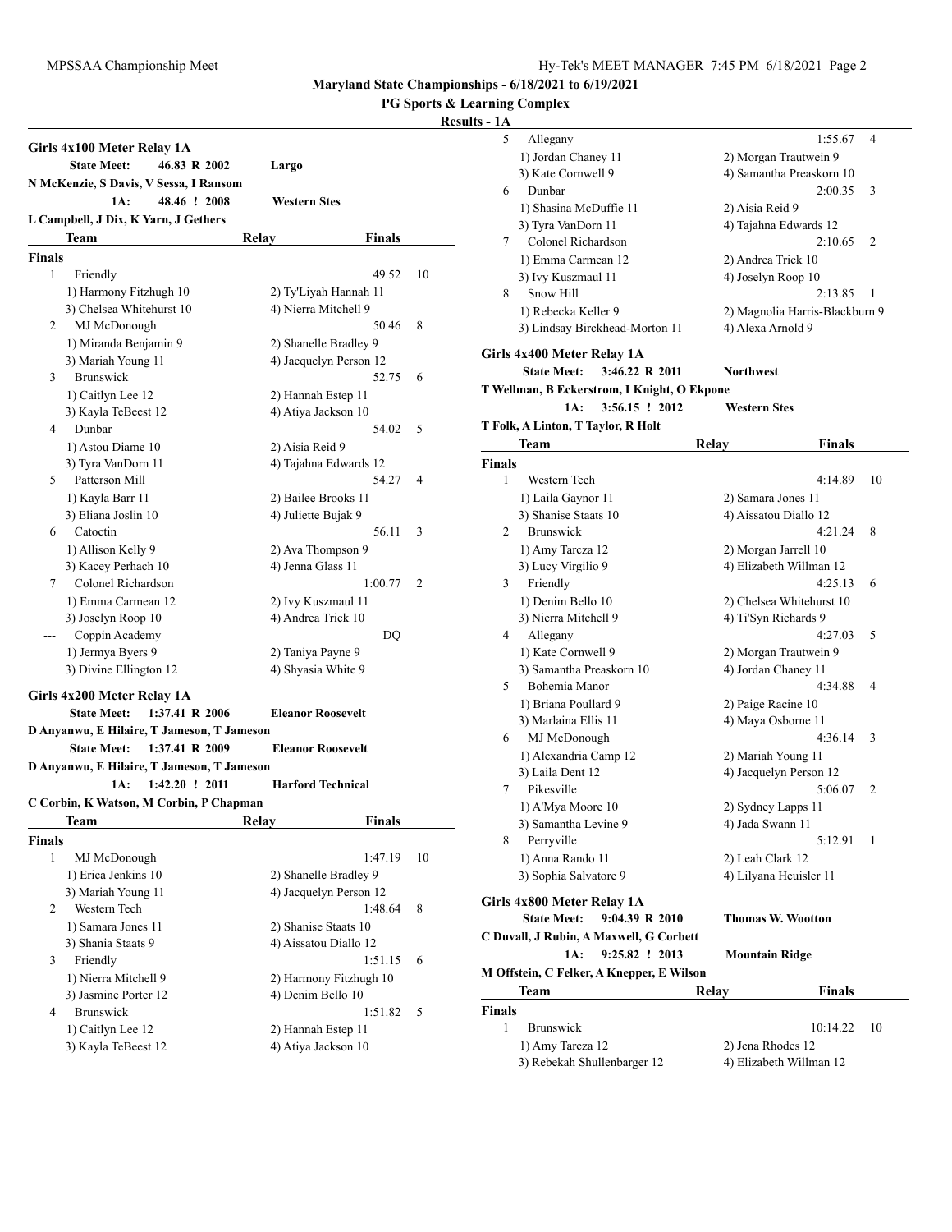# Maryland State Championships - 6/18/2021 to 6/19/2021

## PG Sports & Learning Complex

### Results - 1A

### Girls 4x100 Meter Relay 1A

**State Meet:** 46.83 R 2002 — **Largo**
N McKenzie, S Davis, V Sessa, I Ransom

**1A:** 48.46 ! 2008 — **Western Stes**
L Campbell, J Dix, K Yarn, J Gethers

| | Team | Relay | Finals | |
|---|---|---|---|---|
| **Finals** | | | | |
| 1 | Friendly | | 49.52 | 10 |
| | 1) Harmony Fitzhugh 10 | 2) Ty'Liyah Hannah 11 | | |
| | 3) Chelsea Whitehurst 10 | 4) Nierra Mitchell 9 | | |
| 2 | MJ McDonough | | 50.46 | 8 |
| | 1) Miranda Benjamin 9 | 2) Shanelle Bradley 9 | | |
| | 3) Mariah Young 11 | 4) Jacquelyn Person 12 | | |
| 3 | Brunswick | | 52.75 | 6 |
| | 1) Caitlyn Lee 12 | 2) Hannah Estep 11 | | |
| | 3) Kayla TeBeest 12 | 4) Atiya Jackson 10 | | |
| 4 | Dunbar | | 54.02 | 5 |
| | 1) Astou Diame 10 | 2) Aisia Reid 9 | | |
| | 3) Tyra VanDorn 11 | 4) Tajahna Edwards 12 | | |
| 5 | Patterson Mill | | 54.27 | 4 |
| | 1) Kayla Barr 11 | 2) Bailee Brooks 11 | | |
| | 3) Eliana Joslin 10 | 4) Juliette Bujak 9 | | |
| 6 | Catoctin | | 56.11 | 3 |
| | 1) Allison Kelly 9 | 2) Ava Thompson 9 | | |
| | 3) Kacey Perhach 10 | 4) Jenna Glass 11 | | |
| 7 | Colonel Richardson | | 1:00.77 | 2 |
| | 1) Emma Carmean 12 | 2) Ivy Kuszmaul 11 | | |
| | 3) Joselyn Roop 10 | 4) Andrea Trick 10 | | |
| --- | Coppin Academy | | DQ | |
| | 1) Jermya Byers 9 | 2) Taniya Payne 9 | | |
| | 3) Divine Ellington 12 | 4) Shyasia White 9 | | |

### Girls 4x200 Meter Relay 1A

**State Meet:** 1:37.41 R 2006 — **Eleanor Roosevelt**
D Anyanwu, E Hilaire, T Jameson, T Jameson

**State Meet:** 1:37.41 R 2009 — **Eleanor Roosevelt**
D Anyanwu, E Hilaire, T Jameson, T Jameson

**1A:** 1:42.20 ! 2011 — **Harford Technical**
C Corbin, K Watson, M Corbin, P Chapman

| | Team | Relay | Finals | |
|---|---|---|---|---|
| **Finals** | | | | |
| 1 | MJ McDonough | | 1:47.19 | 10 |
| | 1) Erica Jenkins 10 | 2) Shanelle Bradley 9 | | |
| | 3) Mariah Young 11 | 4) Jacquelyn Person 12 | | |
| 2 | Western Tech | | 1:48.64 | 8 |
| | 1) Samara Jones 11 | 2) Shanise Staats 10 | | |
| | 3) Shania Staats 9 | 4) Aissatou Diallo 12 | | |
| 3 | Friendly | | 1:51.15 | 6 |
| | 1) Nierra Mitchell 9 | 2) Harmony Fitzhugh 10 | | |
| | 3) Jasmine Porter 12 | 4) Denim Bello 10 | | |
| 4 | Brunswick | | 1:51.82 | 5 |
| | 1) Caitlyn Lee 12 | 2) Hannah Estep 11 | | |
| | 3) Kayla TeBeest 12 | 4) Atiya Jackson 10 | | |
| 5 | Allegany | | 1:55.67 | 4 |
| | 1) Jordan Chaney 11 | 2) Morgan Trautwein 9 | | |
| | 3) Kate Cornwell 9 | 4) Samantha Preaskorn 10 | | |
| 6 | Dunbar | | 2:00.35 | 3 |
| | 1) Shasina McDuffie 11 | 2) Aisia Reid 9 | | |
| | 3) Tyra VanDorn 11 | 4) Tajahna Edwards 12 | | |
| 7 | Colonel Richardson | | 2:10.65 | 2 |
| | 1) Emma Carmean 12 | 2) Andrea Trick 10 | | |
| | 3) Ivy Kuszmaul 11 | 4) Joselyn Roop 10 | | |
| 8 | Snow Hill | | 2:13.85 | 1 |
| | 1) Rebecka Keller 9 | 2) Magnolia Harris-Blackburn 9 | | |
| | 3) Lindsay Birckhead-Morton 11 | 4) Alexa Arnold 9 | | |

### Girls 4x400 Meter Relay 1A

**State Meet:** 3:46.22 R 2011 — **Northwest**
T Wellman, B Eckerstrom, I Knight, O Ekpone

**1A:** 3:56.15 ! 2012 — **Western Stes**
T Folk, A Linton, T Taylor, R Holt

| | Team | Relay | Finals | |
|---|---|---|---|---|
| **Finals** | | | | |
| 1 | Western Tech | | 4:14.89 | 10 |
| | 1) Laila Gaynor 11 | 2) Samara Jones 11 | | |
| | 3) Shanise Staats 10 | 4) Aissatou Diallo 12 | | |
| 2 | Brunswick | | 4:21.24 | 8 |
| | 1) Amy Tarcza 12 | 2) Morgan Jarrell 10 | | |
| | 3) Lucy Virgilio 9 | 4) Elizabeth Willman 12 | | |
| 3 | Friendly | | 4:25.13 | 6 |
| | 1) Denim Bello 10 | 2) Chelsea Whitehurst 10 | | |
| | 3) Nierra Mitchell 9 | 4) Ti'Syn Richards 9 | | |
| 4 | Allegany | | 4:27.03 | 5 |
| | 1) Kate Cornwell 9 | 2) Morgan Trautwein 9 | | |
| | 3) Samantha Preaskorn 10 | 4) Jordan Chaney 11 | | |
| 5 | Bohemia Manor | | 4:34.88 | 4 |
| | 1) Briana Poullard 9 | 2) Paige Racine 10 | | |
| | 3) Marlaina Ellis 11 | 4) Maya Osborne 11 | | |
| 6 | MJ McDonough | | 4:36.14 | 3 |
| | 1) Alexandria Camp 12 | 2) Mariah Young 11 | | |
| | 3) Laila Dent 12 | 4) Jacquelyn Person 12 | | |
| 7 | Pikesville | | 5:06.07 | 2 |
| | 1) A'Mya Moore 10 | 2) Sydney Lapps 11 | | |
| | 3) Samantha Levine 9 | 4) Jada Swann 11 | | |
| 8 | Perryville | | 5:12.91 | 1 |
| | 1) Anna Rando 11 | 2) Leah Clark 12 | | |
| | 3) Sophia Salvatore 9 | 4) Lilyana Heuisler 11 | | |

### Girls 4x800 Meter Relay 1A

**State Meet:** 9:04.39 R 2010 — **Thomas W. Wootton**
C Duvall, J Rubin, A Maxwell, G Corbett

**1A:** 9:25.82 ! 2013 — **Mountain Ridge**
M Offstein, C Felker, A Knepper, E Wilson

| | Team | Relay | Finals | |
|---|---|---|---|---|
| **Finals** | | | | |
| 1 | Brunswick | | 10:14.22 | 10 |
| | 1) Amy Tarcza 12 | 2) Jena Rhodes 12 | | |
| | 3) Rebekah Shullenbarger 12 | 4) Elizabeth Willman 12 | | |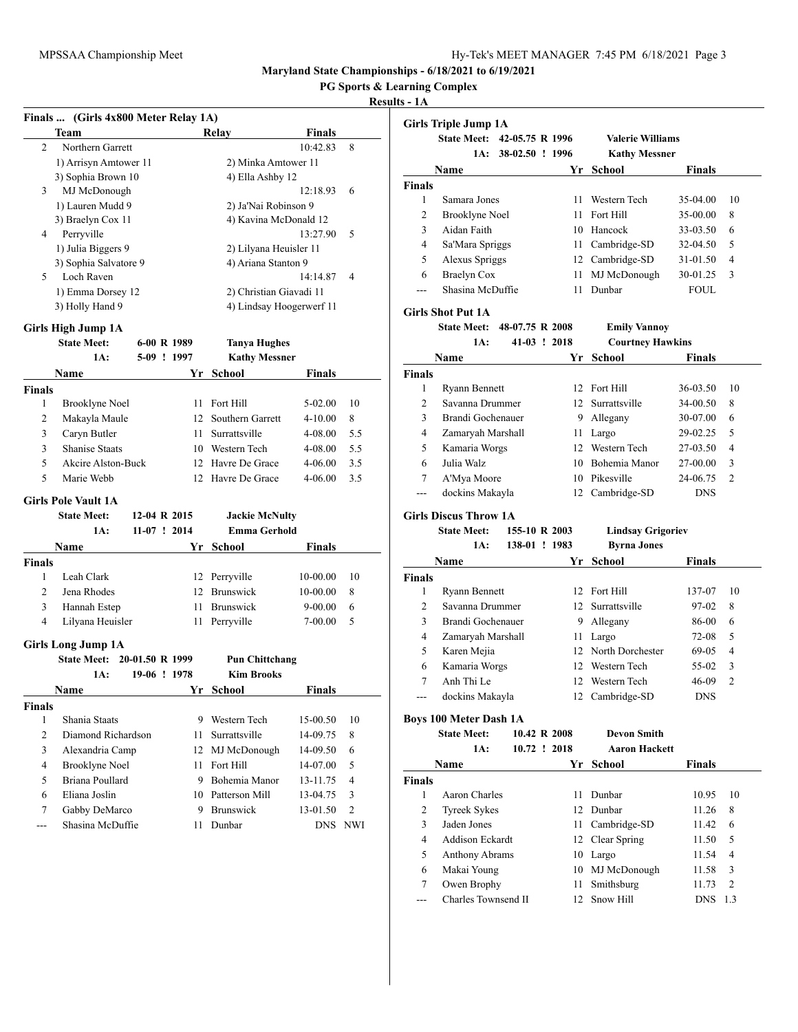MPSSAA Championship Meet

**Maryland State Championships - 6/18/2021 to 6/19/2021**

**PG Sports & Learning Complex**

**Results - 1A**

### Finals ... (Girls 4x800 Meter Relay 1A)

| | Team | Relay | Finals | |
|---|---|---|---|---|
| 2 | Northern Garrett | | 10:42.83 | 8 |
| | 1) Arrisyn Amtower 11 | 2) Minka Amtower 11 | | |
| | 3) Sophia Brown 10 | 4) Ella Ashby 12 | | |
| 3 | MJ McDonough | | 12:18.93 | 6 |
| | 1) Lauren Mudd 9 | 2) Ja'Nai Robinson 9 | | |
| | 3) Braelyn Cox 11 | 4) Kavina McDonald 12 | | |
| 4 | Perryville | | 13:27.90 | 5 |
| | 1) Julia Biggers 9 | 2) Lilyana Heuisler 11 | | |
| | 3) Sophia Salvatore 9 | 4) Ariana Stanton 9 | | |
| 5 | Loch Raven | | 14:14.87 | 4 |
| | 1) Emma Dorsey 12 | 2) Christian Giavadi 11 | | |
| | 3) Holly Hand 9 | 4) Lindsay Hoogerwerf 11 | | |

### Girls High Jump 1A

State Meet: 6-00 R 1989 Tanya Hughes
1A: 5-09 ! 1997 Kathy Messner

| | Name | Yr | School | Finals | |
|---|---|---|---|---|---|
| **Finals** | | | | | |
| 1 | Brooklyne Noel | 11 | Fort Hill | 5-02.00 | 10 |
| 2 | Makayla Maule | 12 | Southern Garrett | 4-10.00 | 8 |
| 3 | Caryn Butler | 11 | Surrattsville | 4-08.00 | 5.5 |
| 3 | Shanise Staats | 10 | Western Tech | 4-08.00 | 5.5 |
| 5 | Akcire Alston-Buck | 12 | Havre De Grace | 4-06.00 | 3.5 |
| 5 | Marie Webb | 12 | Havre De Grace | 4-06.00 | 3.5 |

### Girls Pole Vault 1A

State Meet: 12-04 R 2015 Jackie McNulty
1A: 11-07 ! 2014 Emma Gerhold

| | Name | Yr | School | Finals | |
|---|---|---|---|---|---|
| **Finals** | | | | | |
| 1 | Leah Clark | 12 | Perryville | 10-00.00 | 10 |
| 2 | Jena Rhodes | 12 | Brunswick | 10-00.00 | 8 |
| 3 | Hannah Estep | 11 | Brunswick | 9-00.00 | 6 |
| 4 | Lilyana Heuisler | 11 | Perryville | 7-00.00 | 5 |

### Girls Long Jump 1A

State Meet: 20-01.50 R 1999 Pun Chittchang
1A: 19-06 ! 1978 Kim Brooks

| | Name | Yr | School | Finals | |
|---|---|---|---|---|---|
| **Finals** | | | | | |
| 1 | Shania Staats | 9 | Western Tech | 15-00.50 | 10 |
| 2 | Diamond Richardson | 11 | Surrattsville | 14-09.75 | 8 |
| 3 | Alexandria Camp | 12 | MJ McDonough | 14-09.50 | 6 |
| 4 | Brooklyne Noel | 11 | Fort Hill | 14-07.00 | 5 |
| 5 | Briana Poullard | 9 | Bohemia Manor | 13-11.75 | 4 |
| 6 | Eliana Joslin | 10 | Patterson Mill | 13-04.75 | 3 |
| 7 | Gabby DeMarco | 9 | Brunswick | 13-01.50 | 2 |
| --- | Shasina McDuffie | 11 | Dunbar | DNS | NWI |

### Girls Triple Jump 1A

State Meet: 42-05.75 R 1996 Valerie Williams
1A: 38-02.50 ! 1996 Kathy Messner

| | Name | Yr | School | Finals | |
|---|---|---|---|---|---|
| **Finals** | | | | | |
| 1 | Samara Jones | 11 | Western Tech | 35-04.00 | 10 |
| 2 | Brooklyne Noel | 11 | Fort Hill | 35-00.00 | 8 |
| 3 | Aidan Faith | 10 | Hancock | 33-03.50 | 6 |
| 4 | Sa'Mara Spriggs | 11 | Cambridge-SD | 32-04.50 | 5 |
| 5 | Alexus Spriggs | 12 | Cambridge-SD | 31-01.50 | 4 |
| 6 | Braelyn Cox | 11 | MJ McDonough | 30-01.25 | 3 |
| --- | Shasina McDuffie | 11 | Dunbar | FOUL | |

### Girls Shot Put 1A

State Meet: 48-07.75 R 2008 Emily Vannoy
1A: 41-03 ! 2018 Courtney Hawkins

| | Name | Yr | School | Finals | |
|---|---|---|---|---|---|
| **Finals** | | | | | |
| 1 | Ryann Bennett | 12 | Fort Hill | 36-03.50 | 10 |
| 2 | Savanna Drummer | 12 | Surrattsville | 34-00.50 | 8 |
| 3 | Brandi Gochenauer | 9 | Allegany | 30-07.00 | 6 |
| 4 | Zamaryah Marshall | 11 | Largo | 29-02.25 | 5 |
| 5 | Kamaria Worgs | 12 | Western Tech | 27-03.50 | 4 |
| 6 | Julia Walz | 10 | Bohemia Manor | 27-00.00 | 3 |
| 7 | A'Mya Moore | 10 | Pikesville | 24-06.75 | 2 |
| --- | dockins Makayla | 12 | Cambridge-SD | DNS | |

### Girls Discus Throw 1A

State Meet: 155-10 R 2003 Lindsay Grigoriev
1A: 138-01 ! 1983 Byrna Jones

| | Name | Yr | School | Finals | |
|---|---|---|---|---|---|
| **Finals** | | | | | |
| 1 | Ryann Bennett | 12 | Fort Hill | 137-07 | 10 |
| 2 | Savanna Drummer | 12 | Surrattsville | 97-02 | 8 |
| 3 | Brandi Gochenauer | 9 | Allegany | 86-00 | 6 |
| 4 | Zamaryah Marshall | 11 | Largo | 72-08 | 5 |
| 5 | Karen Mejia | 12 | North Dorchester | 69-05 | 4 |
| 6 | Kamaria Worgs | 12 | Western Tech | 55-02 | 3 |
| 7 | Anh Thi Le | 12 | Western Tech | 46-09 | 2 |
| --- | dockins Makayla | 12 | Cambridge-SD | DNS | |

### Boys 100 Meter Dash 1A

State Meet: 10.42 R 2008 Devon Smith
1A: 10.72 ! 2018 Aaron Hackett

| | Name | Yr | School | Finals | |
|---|---|---|---|---|---|
| **Finals** | | | | | |
| 1 | Aaron Charles | 11 | Dunbar | 10.95 | 10 |
| 2 | Tyreek Sykes | 12 | Dunbar | 11.26 | 8 |
| 3 | Jaden Jones | 11 | Cambridge-SD | 11.42 | 6 |
| 4 | Addison Eckardt | 12 | Clear Spring | 11.50 | 5 |
| 5 | Anthony Abrams | 10 | Largo | 11.54 | 4 |
| 6 | Makai Young | 10 | MJ McDonough | 11.58 | 3 |
| 7 | Owen Brophy | 11 | Smithsburg | 11.73 | 2 |
| --- | Charles Townsend II | 12 | Snow Hill | DNS | 1.3 |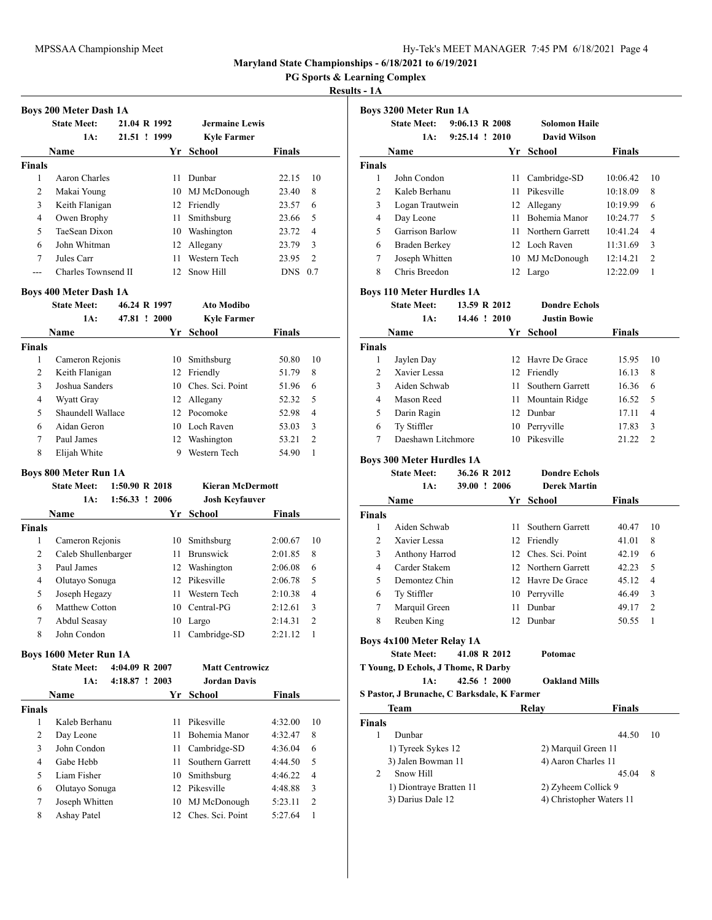**Maryland State Championships - 6/18/2021 to 6/19/2021**

**PG Sports & Learning Complex**

**Results - 1A**

### Boys 200 Meter Dash 1A

State Meet: 21.04 R 1992 Jermaine Lewis
1A: 21.51 ! 1999 Kyle Farmer

| | Name | Yr | School | Finals | |
|---|---|---|---|---|---|
| **Finals** | | | | | |
| 1 | Aaron Charles | 11 | Dunbar | 22.15 | 10 |
| 2 | Makai Young | 10 | MJ McDonough | 23.40 | 8 |
| 3 | Keith Flanigan | 12 | Friendly | 23.57 | 6 |
| 4 | Owen Brophy | 11 | Smithsburg | 23.66 | 5 |
| 5 | TaeSean Dixon | 10 | Washington | 23.72 | 4 |
| 6 | John Whitman | 12 | Allegany | 23.79 | 3 |
| 7 | Jules Carr | 11 | Western Tech | 23.95 | 2 |
| --- | Charles Townsend II | 12 | Snow Hill | DNS | 0.7 |

### Boys 400 Meter Dash 1A

State Meet: 46.24 R 1997 Ato Modibo
1A: 47.81 ! 2000 Kyle Farmer

| | Name | Yr | School | Finals | |
|---|---|---|---|---|---|
| **Finals** | | | | | |
| 1 | Cameron Rejonis | 10 | Smithsburg | 50.80 | 10 |
| 2 | Keith Flanigan | 12 | Friendly | 51.79 | 8 |
| 3 | Joshua Sanders | 10 | Ches. Sci. Point | 51.96 | 6 |
| 4 | Wyatt Gray | 12 | Allegany | 52.32 | 5 |
| 5 | Shaundell Wallace | 12 | Pocomoke | 52.98 | 4 |
| 6 | Aidan Geron | 10 | Loch Raven | 53.03 | 3 |
| 7 | Paul James | 12 | Washington | 53.21 | 2 |
| 8 | Elijah White | 9 | Western Tech | 54.90 | 1 |

### Boys 800 Meter Run 1A

State Meet: 1:50.90 R 2018 Kieran McDermott
1A: 1:56.33 ! 2006 Josh Keyfauver

| | Name | Yr | School | Finals | |
|---|---|---|---|---|---|
| **Finals** | | | | | |
| 1 | Cameron Rejonis | 10 | Smithsburg | 2:00.67 | 10 |
| 2 | Caleb Shullenbarger | 11 | Brunswick | 2:01.85 | 8 |
| 3 | Paul James | 12 | Washington | 2:06.08 | 6 |
| 4 | Olutayo Sonuga | 12 | Pikesville | 2:06.78 | 5 |
| 5 | Joseph Hegazy | 11 | Western Tech | 2:10.38 | 4 |
| 6 | Matthew Cotton | 10 | Central-PG | 2:12.61 | 3 |
| 7 | Abdul Seasay | 10 | Largo | 2:14.31 | 2 |
| 8 | John Condon | 11 | Cambridge-SD | 2:21.12 | 1 |

### Boys 1600 Meter Run 1A

State Meet: 4:04.09 R 2007 Matt Centrowicz
1A: 4:18.87 ! 2003 Jordan Davis

| | Name | Yr | School | Finals | |
|---|---|---|---|---|---|
| **Finals** | | | | | |
| 1 | Kaleb Berhanu | 11 | Pikesville | 4:32.00 | 10 |
| 2 | Day Leone | 11 | Bohemia Manor | 4:32.47 | 8 |
| 3 | John Condon | 11 | Cambridge-SD | 4:36.04 | 6 |
| 4 | Gabe Hebb | 11 | Southern Garrett | 4:44.50 | 5 |
| 5 | Liam Fisher | 10 | Smithsburg | 4:46.22 | 4 |
| 6 | Olutayo Sonuga | 12 | Pikesville | 4:48.88 | 3 |
| 7 | Joseph Whitten | 10 | MJ McDonough | 5:23.11 | 2 |
| 8 | Ashay Patel | 12 | Ches. Sci. Point | 5:27.64 | 1 |

### Boys 3200 Meter Run 1A

State Meet: 9:06.13 R 2008 Solomon Haile
1A: 9:25.14 ! 2010 David Wilson

| | Name | Yr | School | Finals | |
|---|---|---|---|---|---|
| **Finals** | | | | | |
| 1 | John Condon | 11 | Cambridge-SD | 10:06.42 | 10 |
| 2 | Kaleb Berhanu | 11 | Pikesville | 10:18.09 | 8 |
| 3 | Logan Trautwein | 12 | Allegany | 10:19.99 | 6 |
| 4 | Day Leone | 11 | Bohemia Manor | 10:24.77 | 5 |
| 5 | Garrison Barlow | 11 | Northern Garrett | 10:41.24 | 4 |
| 6 | Braden Berkey | 12 | Loch Raven | 11:31.69 | 3 |
| 7 | Joseph Whitten | 10 | MJ McDonough | 12:14.21 | 2 |
| 8 | Chris Breedon | 12 | Largo | 12:22.09 | 1 |

### Boys 110 Meter Hurdles 1A

State Meet: 13.59 R 2012 Dondre Echols
1A: 14.46 ! 2010 Justin Bowie

| | Name | Yr | School | Finals | |
|---|---|---|---|---|---|
| **Finals** | | | | | |
| 1 | Jaylen Day | 12 | Havre De Grace | 15.95 | 10 |
| 2 | Xavier Lessa | 12 | Friendly | 16.13 | 8 |
| 3 | Aiden Schwab | 11 | Southern Garrett | 16.36 | 6 |
| 4 | Mason Reed | 11 | Mountain Ridge | 16.52 | 5 |
| 5 | Darin Ragin | 12 | Dunbar | 17.11 | 4 |
| 6 | Ty Stiffler | 10 | Perryville | 17.83 | 3 |
| 7 | Daeshawn Litchmore | 10 | Pikesville | 21.22 | 2 |

### Boys 300 Meter Hurdles 1A

State Meet: 36.26 R 2012 Dondre Echols
1A: 39.00 ! 2006 Derek Martin

| | Name | Yr | School | Finals | |
|---|---|---|---|---|---|
| **Finals** | | | | | |
| 1 | Aiden Schwab | 11 | Southern Garrett | 40.47 | 10 |
| 2 | Xavier Lessa | 12 | Friendly | 41.01 | 8 |
| 3 | Anthony Harrod | 12 | Ches. Sci. Point | 42.19 | 6 |
| 4 | Carder Stakem | 12 | Northern Garrett | 42.23 | 5 |
| 5 | Demontez Chin | 12 | Havre De Grace | 45.12 | 4 |
| 6 | Ty Stiffler | 10 | Perryville | 46.49 | 3 |
| 7 | Marquil Green | 11 | Dunbar | 49.17 | 2 |
| 8 | Reuben King | 12 | Dunbar | 50.55 | 1 |

### Boys 4x100 Meter Relay 1A

State Meet: 41.08 R 2012 Potomac
T Young, D Echols, J Thome, R Darby
1A: 42.56 ! 2000 Oakland Mills
S Pastor, J Brunache, C Barksdale, K Farmer

| | Team | Relay | Finals | |
|---|---|---|---|---|
| **Finals** | | | | |
| 1 | Dunbar | | 44.50 | 10 |
| | 1) Tyreek Sykes 12 | 2) Marquil Green 11 | | |
| | 3) Jalen Bowman 11 | 4) Aaron Charles 11 | | |
| 2 | Snow Hill | | 45.04 | 8 |
| | 1) Diontraye Bratten 11 | 2) Zyheem Collick 9 | | |
| | 3) Darius Dale 12 | 4) Christopher Waters 11 | | |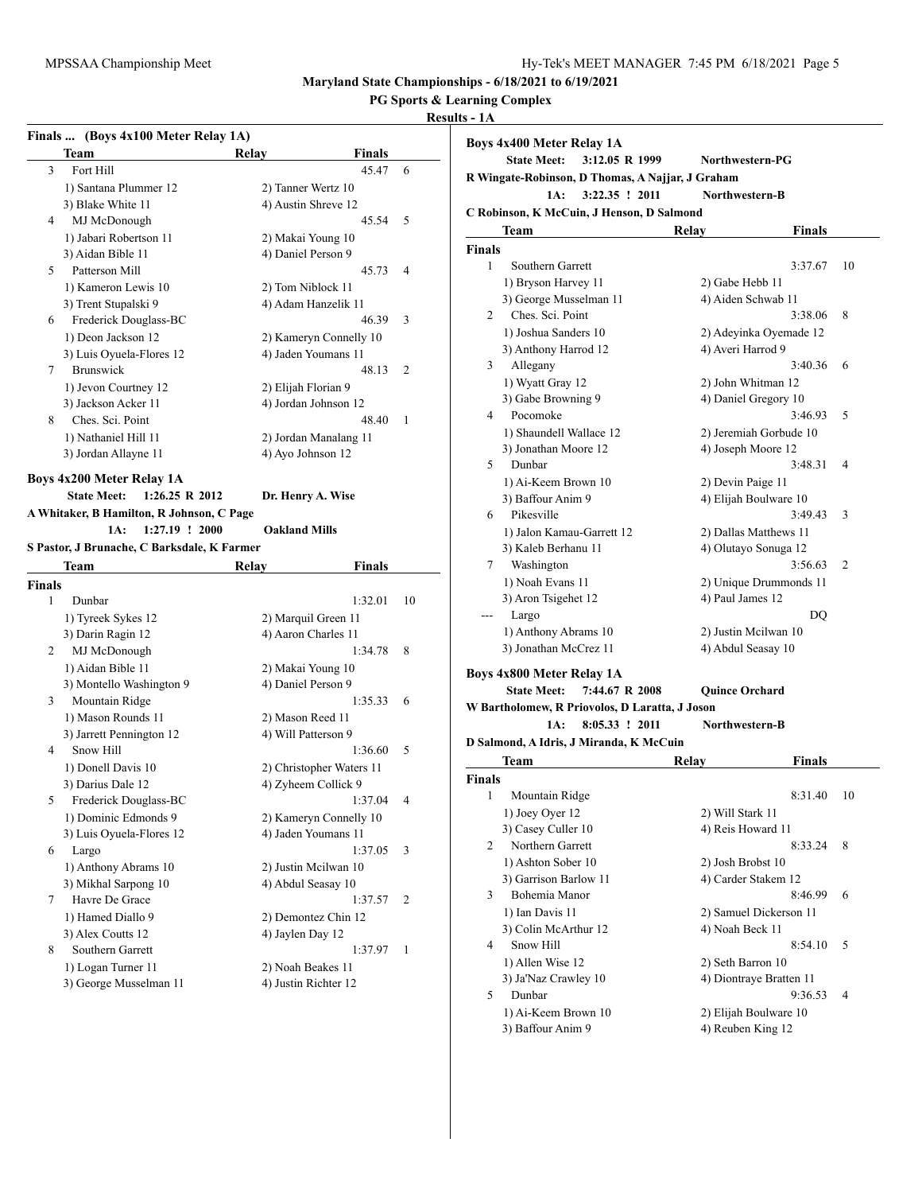## Maryland State Championships - 6/18/2021 to 6/19/2021

**PG Sports & Learning Complex**

**Results - 1A**

### Finals ... (Boys 4x100 Meter Relay 1A)

| | Team | Relay | Finals | |
|---|---|---|---|---|
| 3 | Fort Hill | | 45.47 | 6 |
| | 1) Santana Plummer 12 | 2) Tanner Wertz 10 | | |
| | 3) Blake White 11 | 4) Austin Shreve 12 | | |
| 4 | MJ McDonough | | 45.54 | 5 |
| | 1) Jabari Robertson 11 | 2) Makai Young 10 | | |
| | 3) Aidan Bible 11 | 4) Daniel Person 9 | | |
| 5 | Patterson Mill | | 45.73 | 4 |
| | 1) Kameron Lewis 10 | 2) Tom Niblock 11 | | |
| | 3) Trent Stupalski 9 | 4) Adam Hanzelik 11 | | |
| 6 | Frederick Douglass-BC | | 46.39 | 3 |
| | 1) Deon Jackson 12 | 2) Kameryn Connelly 10 | | |
| | 3) Luis Oyuela-Flores 12 | 4) Jaden Youmans 11 | | |
| 7 | Brunswick | | 48.13 | 2 |
| | 1) Jevon Courtney 12 | 2) Elijah Florian 9 | | |
| | 3) Jackson Acker 11 | 4) Jordan Johnson 12 | | |
| 8 | Ches. Sci. Point | | 48.40 | 1 |
| | 1) Nathaniel Hill 11 | 2) Jordan Manalang 11 | | |
| | 3) Jordan Allayne 11 | 4) Ayo Johnson 12 | | |

### Boys 4x200 Meter Relay 1A

**State Meet: 1:26.25 R 2012 Dr. Henry A. Wise**
**A Whitaker, B Hamilton, R Johnson, C Page**
**1A: 1:27.19 ! 2000 Oakland Mills**
**S Pastor, J Brunache, C Barksdale, K Farmer**

| | Team | Relay | Finals | |
|---|---|---|---|---|
| **Finals** | | | | |
| 1 | Dunbar | | 1:32.01 | 10 |
| | 1) Tyreek Sykes 12 | 2) Marquil Green 11 | | |
| | 3) Darin Ragin 12 | 4) Aaron Charles 11 | | |
| 2 | MJ McDonough | | 1:34.78 | 8 |
| | 1) Aidan Bible 11 | 2) Makai Young 10 | | |
| | 3) Montello Washington 9 | 4) Daniel Person 9 | | |
| 3 | Mountain Ridge | | 1:35.33 | 6 |
| | 1) Mason Rounds 11 | 2) Mason Reed 11 | | |
| | 3) Jarrett Pennington 12 | 4) Will Patterson 9 | | |
| 4 | Snow Hill | | 1:36.60 | 5 |
| | 1) Donell Davis 10 | 2) Christopher Waters 11 | | |
| | 3) Darius Dale 12 | 4) Zyheem Collick 9 | | |
| 5 | Frederick Douglass-BC | | 1:37.04 | 4 |
| | 1) Dominic Edmonds 9 | 2) Kameryn Connelly 10 | | |
| | 3) Luis Oyuela-Flores 12 | 4) Jaden Youmans 11 | | |
| 6 | Largo | | 1:37.05 | 3 |
| | 1) Anthony Abrams 10 | 2) Justin Mcilwan 10 | | |
| | 3) Mikhal Sarpong 10 | 4) Abdul Seasay 10 | | |
| 7 | Havre De Grace | | 1:37.57 | 2 |
| | 1) Hamed Diallo 9 | 2) Demontez Chin 12 | | |
| | 3) Alex Coutts 12 | 4) Jaylen Day 12 | | |
| 8 | Southern Garrett | | 1:37.97 | 1 |
| | 1) Logan Turner 11 | 2) Noah Beakes 11 | | |
| | 3) George Musselman 11 | 4) Justin Richter 12 | | |

### Boys 4x400 Meter Relay 1A

**State Meet: 3:12.05 R 1999 Northwestern-PG**
**R Wingate-Robinson, D Thomas, A Najjar, J Graham**
**1A: 3:22.35 ! 2011 Northwestern-B**
**C Robinson, K McCuin, J Henson, D Salmond**

| | Team | Relay | Finals | |
|---|---|---|---|---|
| **Finals** | | | | |
| 1 | Southern Garrett | | 3:37.67 | 10 |
| | 1) Bryson Harvey 11 | 2) Gabe Hebb 11 | | |
| | 3) George Musselman 11 | 4) Aiden Schwab 11 | | |
| 2 | Ches. Sci. Point | | 3:38.06 | 8 |
| | 1) Joshua Sanders 10 | 2) Adeyinka Oyemade 12 | | |
| | 3) Anthony Harrod 12 | 4) Averi Harrod 9 | | |
| 3 | Allegany | | 3:40.36 | 6 |
| | 1) Wyatt Gray 12 | 2) John Whitman 12 | | |
| | 3) Gabe Browning 9 | 4) Daniel Gregory 10 | | |
| 4 | Pocomoke | | 3:46.93 | 5 |
| | 1) Shaundell Wallace 12 | 2) Jeremiah Gorbude 10 | | |
| | 3) Jonathan Moore 12 | 4) Joseph Moore 12 | | |
| 5 | Dunbar | | 3:48.31 | 4 |
| | 1) Ai-Keem Brown 10 | 2) Devin Paige 11 | | |
| | 3) Baffour Anim 9 | 4) Elijah Boulware 10 | | |
| 6 | Pikesville | | 3:49.43 | 3 |
| | 1) Jalon Kamau-Garrett 12 | 2) Dallas Matthews 11 | | |
| | 3) Kaleb Berhanu 11 | 4) Olutayo Sonuga 12 | | |
| 7 | Washington | | 3:56.63 | 2 |
| | 1) Noah Evans 11 | 2) Unique Drummonds 11 | | |
| | 3) Aron Tsighet 12 | 4) Paul James 12 | | |
| --- | Largo | | DQ | |
| | 1) Anthony Abrams 10 | 2) Justin Mcilwan 10 | | |
| | 3) Jonathan McCrez 11 | 4) Abdul Seasay 10 | | |

### Boys 4x800 Meter Relay 1A

**State Meet: 7:44.67 R 2008 Quince Orchard**
**W Bartholomew, R Priovolos, D Laratta, J Joson**
**1A: 8:05.33 ! 2011 Northwestern-B**
**D Salmond, A Idris, J Miranda, K McCuin**

| | Team | Relay | Finals | |
|---|---|---|---|---|
| **Finals** | | | | |
| 1 | Mountain Ridge | | 8:31.40 | 10 |
| | 1) Joey Oyer 12 | 2) Will Stark 11 | | |
| | 3) Casey Culler 10 | 4) Reis Howard 11 | | |
| 2 | Northern Garrett | | 8:33.24 | 8 |
| | 1) Ashton Sober 10 | 2) Josh Brobst 10 | | |
| | 3) Garrison Barlow 11 | 4) Carder Stakem 12 | | |
| 3 | Bohemia Manor | | 8:46.99 | 6 |
| | 1) Ian Davis 11 | 2) Samuel Dickerson 11 | | |
| | 3) Colin McArthur 12 | 4) Noah Beck 11 | | |
| 4 | Snow Hill | | 8:54.10 | 5 |
| | 1) Allen Wise 12 | 2) Seth Barron 10 | | |
| | 3) Ja'Naz Crawley 10 | 4) Diontraye Bratten 11 | | |
| 5 | Dunbar | | 9:36.53 | 4 |
| | 1) Ai-Keem Brown 10 | 2) Elijah Boulware 10 | | |
| | 3) Baffour Anim 9 | 4) Reuben King 12 | | |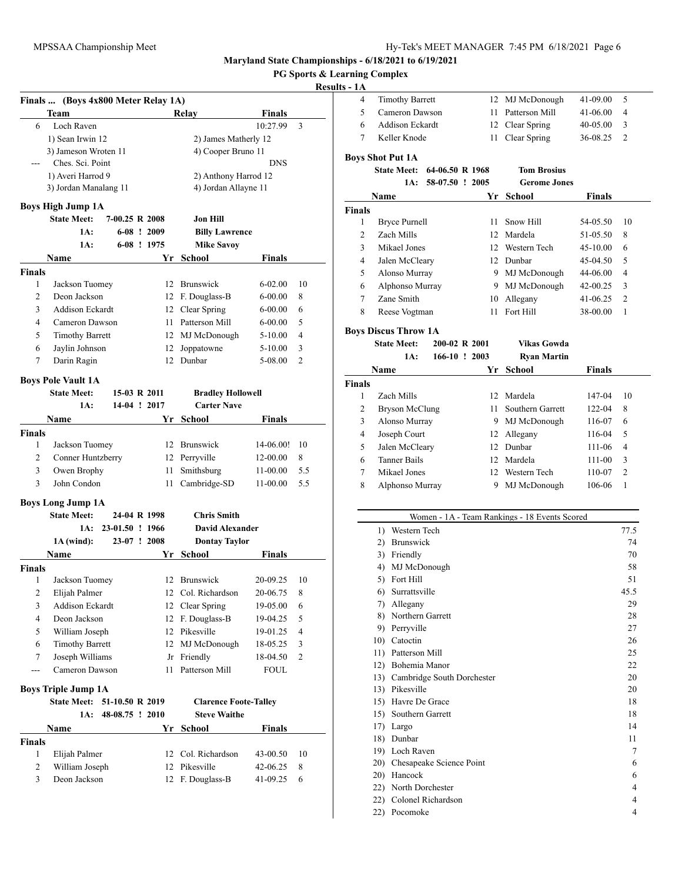## Maryland State Championships - 6/18/2021 to 6/19/2021

### PG Sports & Learning Complex

### Results - 1A

**Finals ... (Boys 4x800 Meter Relay 1A)**

| | Team | Relay | Finals | |
|---|---|---|---|---|
| 6 | Loch Raven | | 10:27.99 | 3 |
| | 1) Sean Irwin 12 | 2) James Matherly 12 | | |
| | 3) Jameson Wroten 11 | 4) Cooper Bruno 11 | | |
| --- | Ches. Sci. Point | | DNS | |
| | 1) Averi Harrod 9 | 2) Anthony Harrod 12 | | |
| | 3) Jordan Manalang 11 | 4) Jordan Allayne 11 | | |

**Boys High Jump 1A**

State Meet: 7-00.25 R 2008 Jon Hill
1A: 6-08 ! 2009 Billy Lawrence
1A: 6-08 ! 1975 Mike Savoy

| | Name | Yr | School | Finals | |
|---|---|---|---|---|---|
| **Finals** | | | | | |
| 1 | Jackson Tuomey | 12 | Brunswick | 6-02.00 | 10 |
| 2 | Deon Jackson | 12 | F. Douglass-B | 6-00.00 | 8 |
| 3 | Addison Eckardt | 12 | Clear Spring | 6-00.00 | 6 |
| 4 | Cameron Dawson | 11 | Patterson Mill | 6-00.00 | 5 |
| 5 | Timothy Barrett | 12 | MJ McDonough | 5-10.00 | 4 |
| 6 | Jaylin Johnson | 12 | Joppatowne | 5-10.00 | 3 |
| 7 | Darin Ragin | 12 | Dunbar | 5-08.00 | 2 |

**Boys Pole Vault 1A**

State Meet: 15-03 R 2011 Bradley Hollowell
1A: 14-04 ! 2017 Carter Nave

| | Name | Yr | School | Finals | |
|---|---|---|---|---|---|
| **Finals** | | | | | |
| 1 | Jackson Tuomey | 12 | Brunswick | 14-06.00! | 10 |
| 2 | Conner Huntzberry | 12 | Perryville | 12-00.00 | 8 |
| 3 | Owen Brophy | 11 | Smithsburg | 11-00.00 | 5.5 |
| 3 | John Condon | 11 | Cambridge-SD | 11-00.00 | 5.5 |

**Boys Long Jump 1A**

State Meet: 24-04 R 1998 Chris Smith
1A: 23-01.50 ! 1966 David Alexander
1A (wind): 23-07 ! 2008 Dontay Taylor

| | Name | Yr | School | Finals | |
|---|---|---|---|---|---|
| **Finals** | | | | | |
| 1 | Jackson Tuomey | 12 | Brunswick | 20-09.25 | 10 |
| 2 | Elijah Palmer | 12 | Col. Richardson | 20-06.75 | 8 |
| 3 | Addison Eckardt | 12 | Clear Spring | 19-05.00 | 6 |
| 4 | Deon Jackson | 12 | F. Douglass-B | 19-04.25 | 5 |
| 5 | William Joseph | 12 | Pikesville | 19-01.25 | 4 |
| 6 | Timothy Barrett | 12 | MJ McDonough | 18-05.25 | 3 |
| 7 | Joseph Williams | Jr | Friendly | 18-04.50 | 2 |
| --- | Cameron Dawson | 11 | Patterson Mill | FOUL | |

**Boys Triple Jump 1A**

State Meet: 51-10.50 R 2019 Clarence Foote-Talley
1A: 48-08.75 ! 2010 Steve Waithe

| | Name | Yr | School | Finals | |
|---|---|---|---|---|---|
| **Finals** | | | | | |
| 1 | Elijah Palmer | 12 | Col. Richardson | 43-00.50 | 10 |
| 2 | William Joseph | 12 | Pikesville | 42-06.25 | 8 |
| 3 | Deon Jackson | 12 | F. Douglass-B | 41-09.25 | 6 |
| 4 | Timothy Barrett | 12 | MJ McDonough | 41-09.00 | 5 |
| 5 | Cameron Dawson | 11 | Patterson Mill | 41-06.00 | 4 |
| 6 | Addison Eckardt | 12 | Clear Spring | 40-05.00 | 3 |
| 7 | Keller Knode | 11 | Clear Spring | 36-08.25 | 2 |

**Boys Shot Put 1A**

State Meet: 64-06.50 R 1968 Tom Brosius
1A: 58-07.50 ! 2005 Gerome Jones

| | Name | Yr | School | Finals | |
|---|---|---|---|---|---|
| **Finals** | | | | | |
| 1 | Bryce Purnell | 11 | Snow Hill | 54-05.50 | 10 |
| 2 | Zach Mills | 12 | Mardela | 51-05.50 | 8 |
| 3 | Mikael Jones | 12 | Western Tech | 45-10.00 | 6 |
| 4 | Jalen McCleary | 12 | Dunbar | 45-04.50 | 5 |
| 5 | Alonso Murray | 9 | MJ McDonough | 44-06.00 | 4 |
| 6 | Alphonso Murray | 9 | MJ McDonough | 42-00.25 | 3 |
| 7 | Zane Smith | 10 | Allegany | 41-06.25 | 2 |
| 8 | Reese Vogtman | 11 | Fort Hill | 38-00.00 | 1 |

**Boys Discus Throw 1A**

State Meet: 200-02 R 2001 Vikas Gowda
1A: 166-10 ! 2003 Ryan Martin

| | Name | Yr | School | Finals | |
|---|---|---|---|---|---|
| **Finals** | | | | | |
| 1 | Zach Mills | 12 | Mardela | 147-04 | 10 |
| 2 | Bryson McClung | 11 | Southern Garrett | 122-04 | 8 |
| 3 | Alonso Murray | 9 | MJ McDonough | 116-07 | 6 |
| 4 | Joseph Court | 12 | Allegany | 116-04 | 5 |
| 5 | Jalen McCleary | 12 | Dunbar | 111-06 | 4 |
| 6 | Tanner Bails | 12 | Mardela | 111-00 | 3 |
| 7 | Mikael Jones | 12 | Western Tech | 110-07 | 2 |
| 8 | Alphonso Murray | 9 | MJ McDonough | 106-06 | 1 |

**Women - 1A - Team Rankings - 18 Events Scored**

| Rank | Team | Points |
|---|---|---|
| 1) | Western Tech | 77.5 |
| 2) | Brunswick | 74 |
| 3) | Friendly | 70 |
| 4) | MJ McDonough | 58 |
| 5) | Fort Hill | 51 |
| 6) | Surrattsville | 45.5 |
| 7) | Allegany | 29 |
| 8) | Northern Garrett | 28 |
| 9) | Perryville | 27 |
| 10) | Catoctin | 26 |
| 11) | Patterson Mill | 25 |
| 12) | Bohemia Manor | 22 |
| 13) | Cambridge South Dorchester | 20 |
| 13) | Pikesville | 20 |
| 15) | Havre De Grace | 18 |
| 15) | Southern Garrett | 18 |
| 17) | Largo | 14 |
| 18) | Dunbar | 11 |
| 19) | Loch Raven | 7 |
| 20) | Chesapeake Science Point | 6 |
| 20) | Hancock | 6 |
| 22) | North Dorchester | 4 |
| 22) | Colonel Richardson | 4 |
| 22) | Pocomoke | 4 |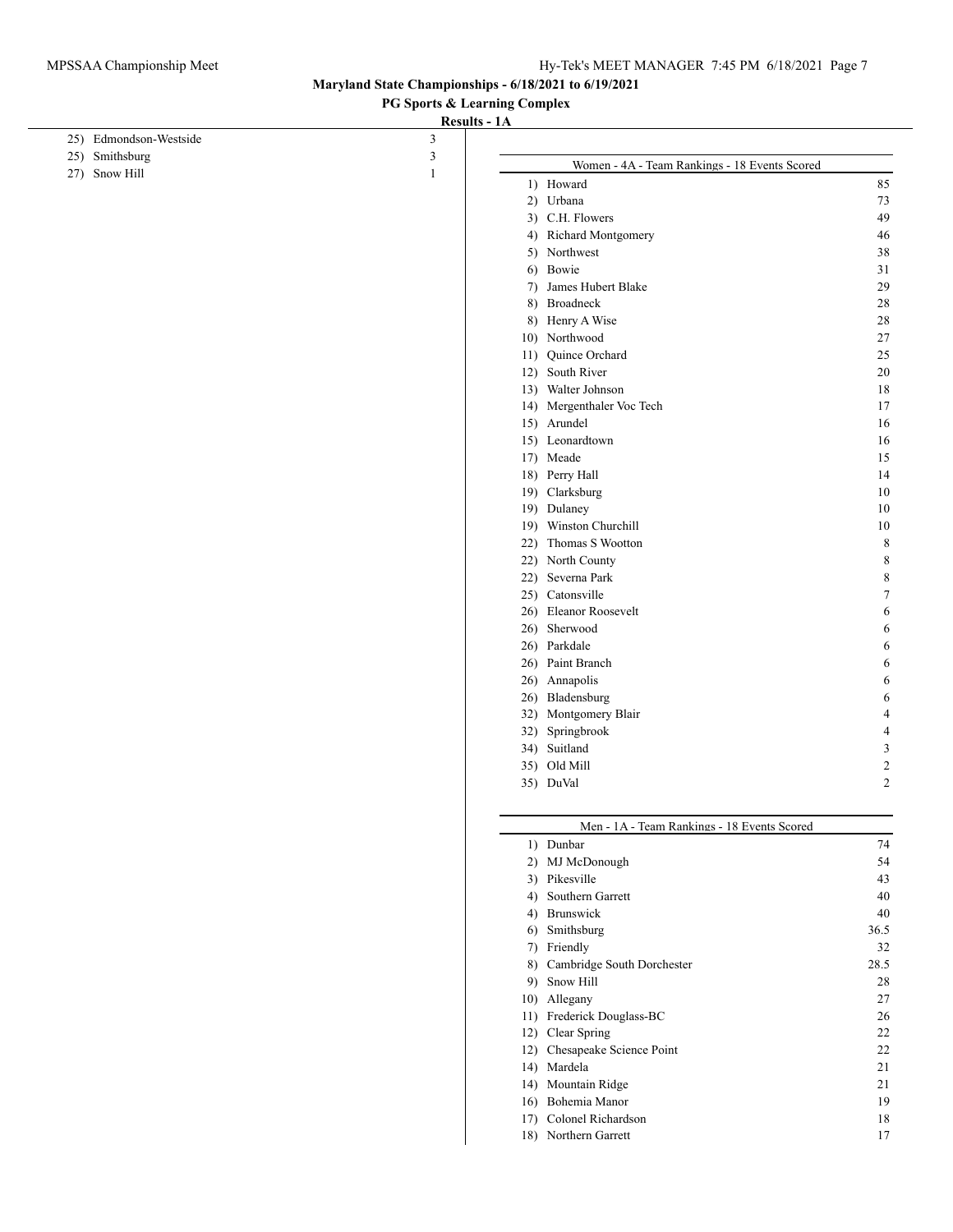Maryland State Championships - 6/18/2021 to 6/19/2021

PG Sports & Learning Complex

**Results - 1A**

| Rank | Team | Points |
|---|---|---|
| 25) | Edmondson-Westside | 3 |
| 25) | Smithsburg | 3 |
| 27) | Snow Hill | 1 |

**Women - 4A - Team Rankings - 18 Events Scored**

| Rank | Team | Points |
|---|---|---|
| 1) | Howard | 85 |
| 2) | Urbana | 73 |
| 3) | C.H. Flowers | 49 |
| 4) | Richard Montgomery | 46 |
| 5) | Northwest | 38 |
| 6) | Bowie | 31 |
| 7) | James Hubert Blake | 29 |
| 8) | Broadneck | 28 |
| 8) | Henry A Wise | 28 |
| 10) | Northwood | 27 |
| 11) | Quince Orchard | 25 |
| 12) | South River | 20 |
| 13) | Walter Johnson | 18 |
| 14) | Mergenthaler Voc Tech | 17 |
| 15) | Arundel | 16 |
| 15) | Leonardtown | 16 |
| 17) | Meade | 15 |
| 18) | Perry Hall | 14 |
| 19) | Clarksburg | 10 |
| 19) | Dulaney | 10 |
| 19) | Winston Churchill | 10 |
| 22) | Thomas S Wootton | 8 |
| 22) | North County | 8 |
| 22) | Severna Park | 8 |
| 25) | Catonsville | 7 |
| 26) | Eleanor Roosevelt | 6 |
| 26) | Sherwood | 6 |
| 26) | Parkdale | 6 |
| 26) | Paint Branch | 6 |
| 26) | Annapolis | 6 |
| 26) | Bladensburg | 6 |
| 32) | Montgomery Blair | 4 |
| 32) | Springbrook | 4 |
| 34) | Suitland | 3 |
| 35) | Old Mill | 2 |
| 35) | DuVal | 2 |

**Men - 1A - Team Rankings - 18 Events Scored**

| Rank | Team | Points |
|---|---|---|
| 1) | Dunbar | 74 |
| 2) | MJ McDonough | 54 |
| 3) | Pikesville | 43 |
| 4) | Southern Garrett | 40 |
| 4) | Brunswick | 40 |
| 6) | Smithsburg | 36.5 |
| 7) | Friendly | 32 |
| 8) | Cambridge South Dorchester | 28.5 |
| 9) | Snow Hill | 28 |
| 10) | Allegany | 27 |
| 11) | Frederick Douglass-BC | 26 |
| 12) | Clear Spring | 22 |
| 12) | Chesapeake Science Point | 22 |
| 14) | Mardela | 21 |
| 14) | Mountain Ridge | 21 |
| 16) | Bohemia Manor | 19 |
| 17) | Colonel Richardson | 18 |
| 18) | Northern Garrett | 17 |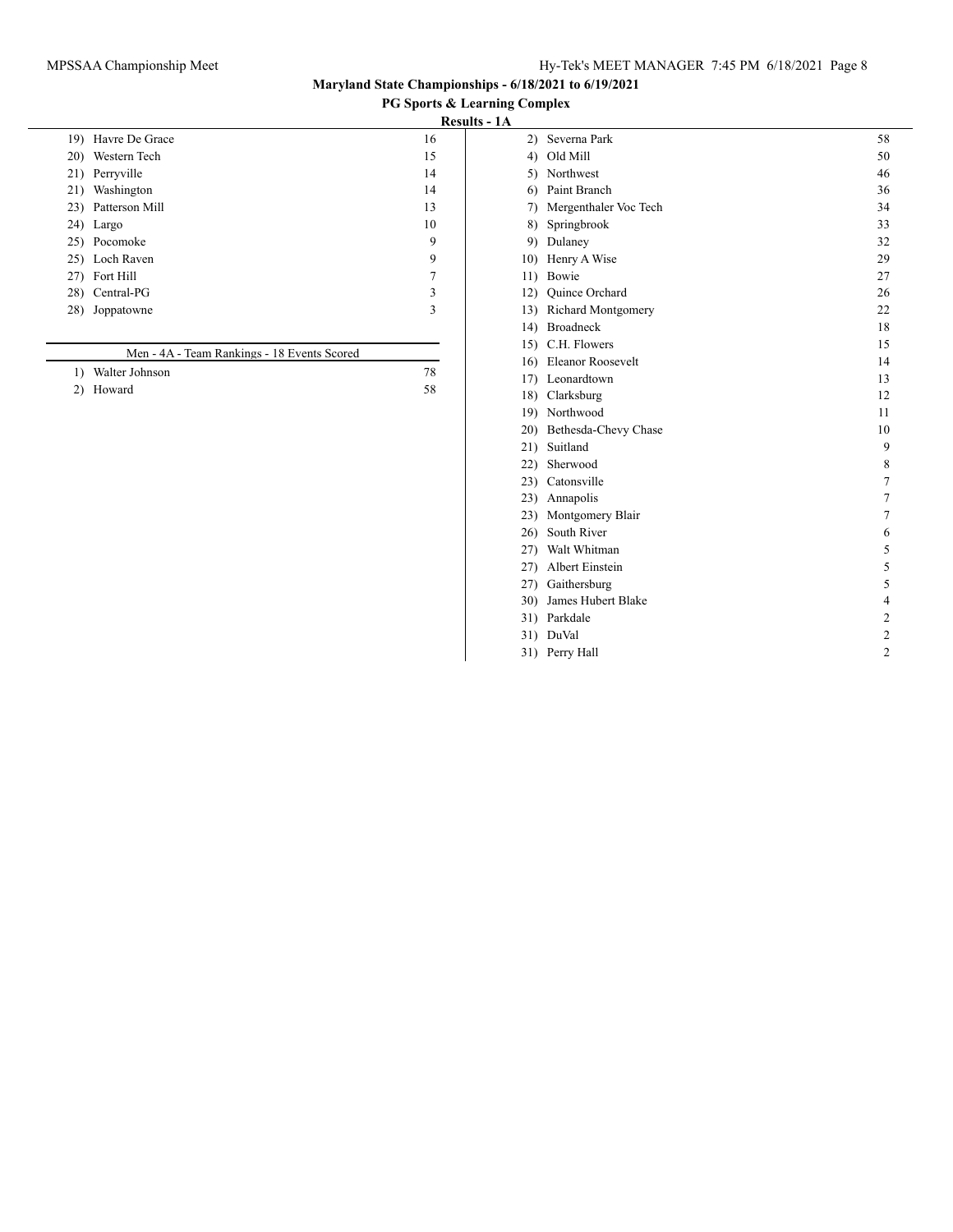**Maryland State Championships - 6/18/2021 to 6/19/2021**

**PG Sports & Learning Complex**

**Results - 1A**

| | | |
|---|---|---|
| 19) | Havre De Grace | 16 |
| 20) | Western Tech | 15 |
| 21) | Perryville | 14 |
| 21) | Washington | 14 |
| 23) | Patterson Mill | 13 |
| 24) | Largo | 10 |
| 25) | Pocomoke | 9 |
| 25) | Loch Raven | 9 |
| 27) | Fort Hill | 7 |
| 28) | Central-PG | 3 |
| 28) | Joppatowne | 3 |

Men - 4A - Team Rankings - 18 Events Scored

| | | |
|---|---|---|
| 1) | Walter Johnson | 78 |
| 2) | Howard | 58 |
| 2) | Severna Park | 58 |
| 4) | Old Mill | 50 |
| 5) | Northwest | 46 |
| 6) | Paint Branch | 36 |
| 7) | Mergenthaler Voc Tech | 34 |
| 8) | Springbrook | 33 |
| 9) | Dulaney | 32 |
| 10) | Henry A Wise | 29 |
| 11) | Bowie | 27 |
| 12) | Quince Orchard | 26 |
| 13) | Richard Montgomery | 22 |
| 14) | Broadneck | 18 |
| 15) | C.H. Flowers | 15 |
| 16) | Eleanor Roosevelt | 14 |
| 17) | Leonardtown | 13 |
| 18) | Clarksburg | 12 |
| 19) | Northwood | 11 |
| 20) | Bethesda-Chevy Chase | 10 |
| 21) | Suitland | 9 |
| 22) | Sherwood | 8 |
| 23) | Catonsville | 7 |
| 23) | Annapolis | 7 |
| 23) | Montgomery Blair | 7 |
| 26) | South River | 6 |
| 27) | Walt Whitman | 5 |
| 27) | Albert Einstein | 5 |
| 27) | Gaithersburg | 5 |
| 30) | James Hubert Blake | 4 |
| 31) | Parkdale | 2 |
| 31) | DuVal | 2 |
| 31) | Perry Hall | 2 |